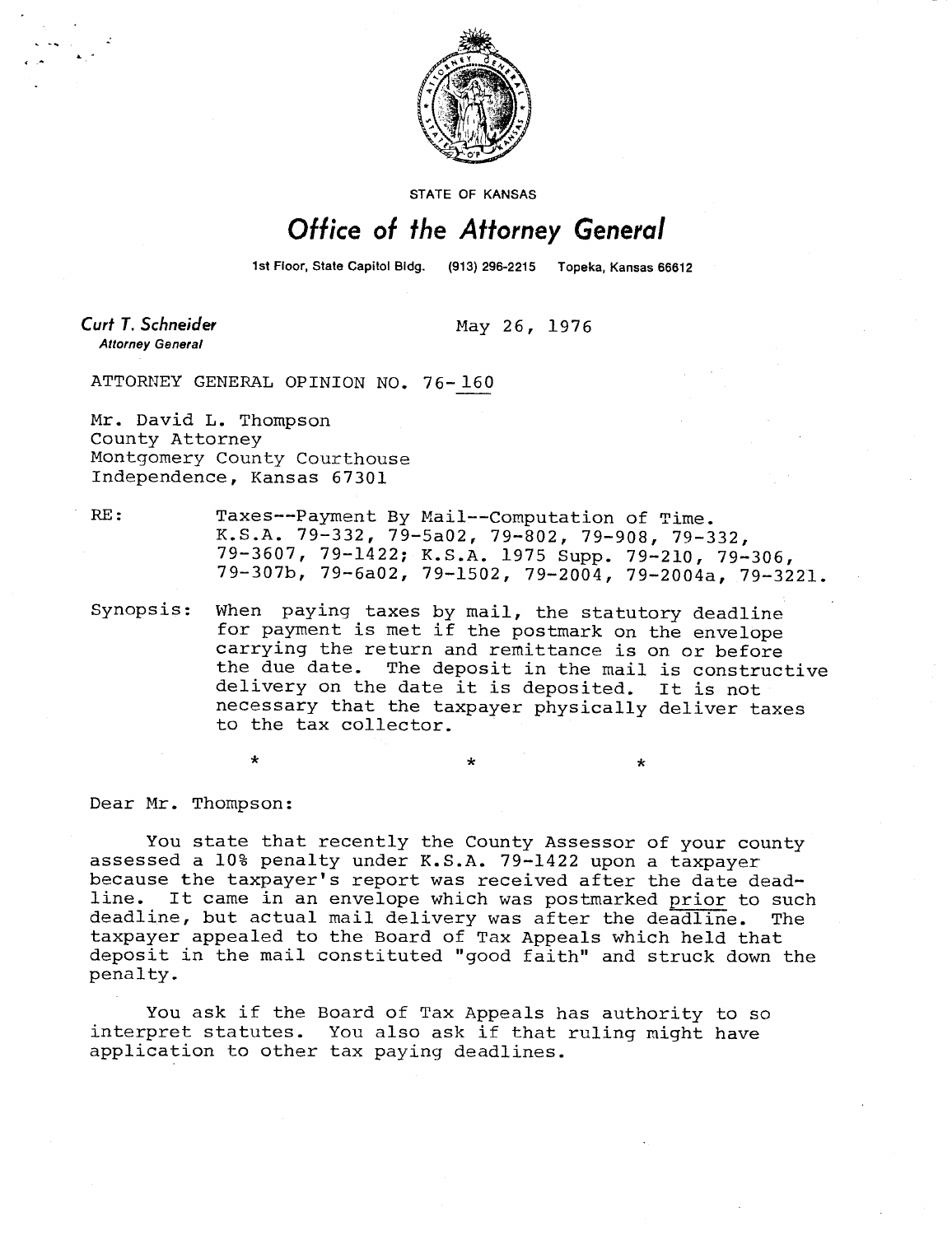STATE OF KANSAS

# Office of the Attorney General

1st Floor, State Capitol Bldg. (913) 296-2215 Topeka, Kansas 66612

**Curt T. Schneider**
*Attorney General*

May 26, 1976

ATTORNEY GENERAL OPINION NO. 76-160

Mr. David L. Thompson
County Attorney
Montgomery County Courthouse
Independence, Kansas 67301

RE: Taxes--Payment By Mail--Computation of Time. K.S.A. 79-332, 79-5a02, 79-802, 79-908, 79-332, 79-3607, 79-1422; K.S.A. 1975 Supp. 79-210, 79-306, 79-307b, 79-6a02, 79-1502, 79-2004, 79-2004a, 79-3221.

Synopsis: When paying taxes by mail, the statutory deadline for payment is met if the postmark on the envelope carrying the return and remittance is on or before the due date. The deposit in the mail is constructive delivery on the date it is deposited. It is not necessary that the taxpayer physically deliver taxes to the tax collector.

\* \* \*

Dear Mr. Thompson:

You state that recently the County Assessor of your county assessed a 10% penalty under K.S.A. 79-1422 upon a taxpayer because the taxpayer's report was received after the date deadline. It came in an envelope which was postmarked prior to such deadline, but actual mail delivery was after the deadline. The taxpayer appealed to the Board of Tax Appeals which held that deposit in the mail constituted "good faith" and struck down the penalty.

You ask if the Board of Tax Appeals has authority to so interpret statutes. You also ask if that ruling might have application to other tax paying deadlines.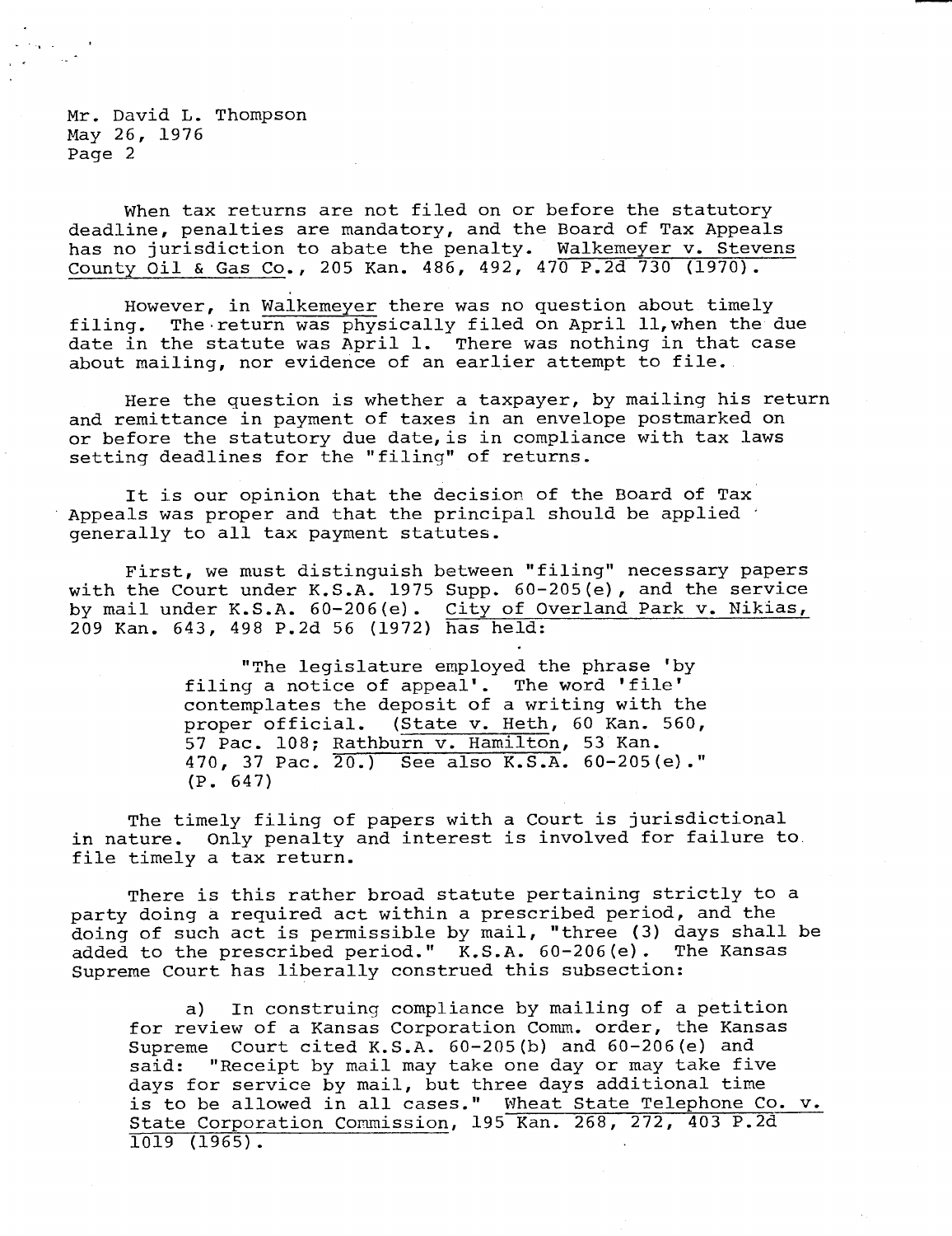Mr. David L. Thompson
May 26, 1976
Page 2

When tax returns are not filed on or before the statutory deadline, penalties are mandatory, and the Board of Tax Appeals has no jurisdiction to abate the penalty. Walkemeyer v. Stevens County Oil & Gas Co., 205 Kan. 486, 492, 470 P.2d 730 (1970).

However, in Walkemeyer there was no question about timely filing. The return was physically filed on April 11, when the due date in the statute was April 1. There was nothing in that case about mailing, nor evidence of an earlier attempt to file.

Here the question is whether a taxpayer, by mailing his return and remittance in payment of taxes in an envelope postmarked on or before the statutory due date, is in compliance with tax laws setting deadlines for the "filing" of returns.

It is our opinion that the decision of the Board of Tax Appeals was proper and that the principal should be applied generally to all tax payment statutes.

First, we must distinguish between "filing" necessary papers with the Court under K.S.A. 1975 Supp. 60-205(e), and the service by mail under K.S.A. 60-206(e). City of Overland Park v. Nikias, 209 Kan. 643, 498 P.2d 56 (1972) has held:

> "The legislature employed the phrase 'by filing a notice of appeal'. The word 'file' contemplates the deposit of a writing with the proper official. (State v. Heth, 60 Kan. 560, 57 Pac. 108; Rathburn v. Hamilton, 53 Kan. 470, 37 Pac. 20.) See also K.S.A. 60-205(e)." (P. 647)

The timely filing of papers with a Court is jurisdictional in nature. Only penalty and interest is involved for failure to file timely a tax return.

There is this rather broad statute pertaining strictly to a party doing a required act within a prescribed period, and the doing of such act is permissible by mail, "three (3) days shall be added to the prescribed period." K.S.A. 60-206(e). The Kansas Supreme Court has liberally construed this subsection:

a) In construing compliance by mailing of a petition for review of a Kansas Corporation Comm. order, the Kansas Supreme Court cited K.S.A. 60-205(b) and 60-206(e) and said: "Receipt by mail may take one day or may take five days for service by mail, but three days additional time is to be allowed in all cases." Wheat State Telephone Co. v. State Corporation Commission, 195 Kan. 268, 272, 403 P.2d 1019 (1965).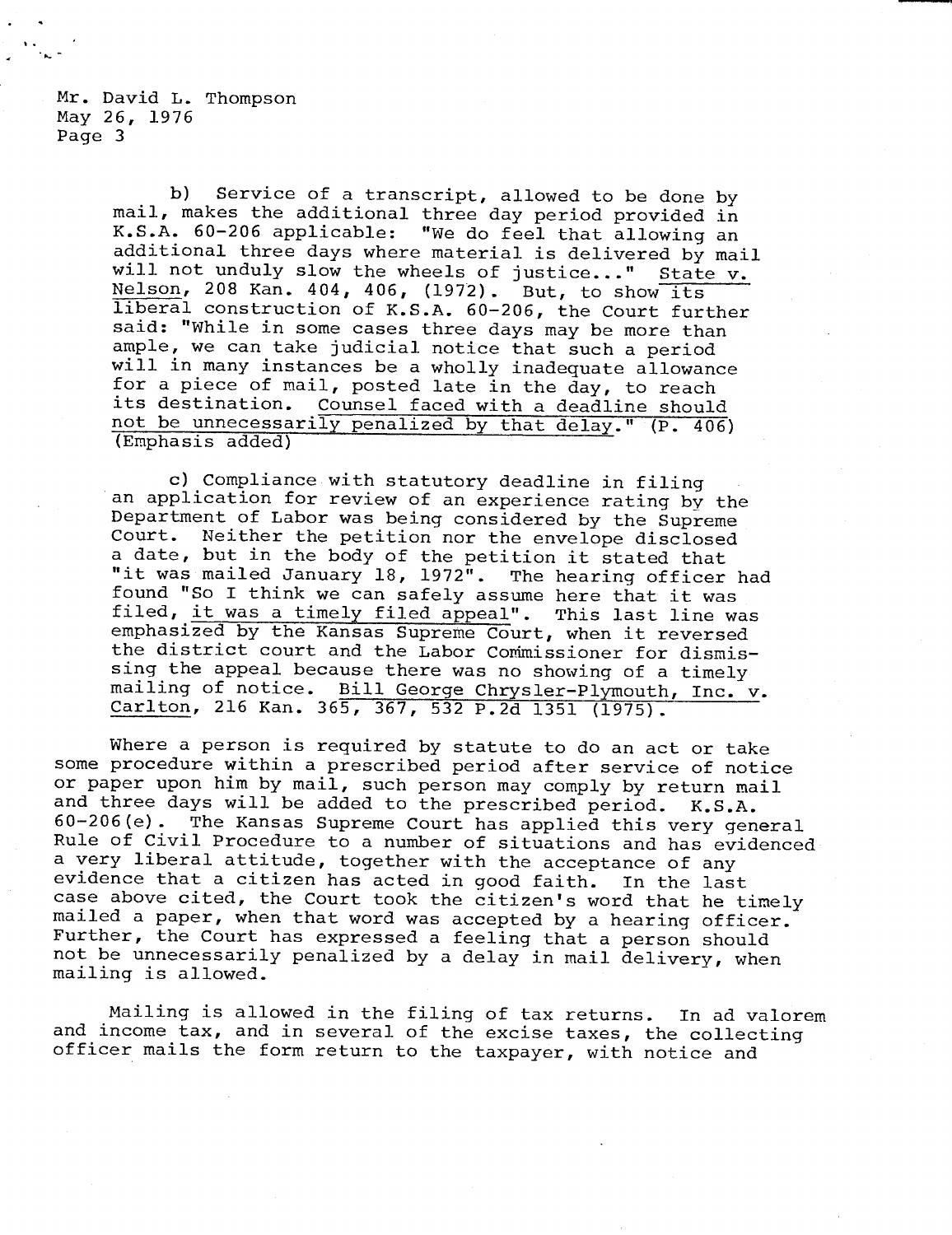Mr. David L. Thompson
May 26, 1976
Page 3

b) Service of a transcript, allowed to be done by mail, makes the additional three day period provided in K.S.A. 60-206 applicable: "We do feel that allowing an additional three days where material is delivered by mail will not unduly slow the wheels of justice..." State v. Nelson, 208 Kan. 404, 406, (1972). But, to show its liberal construction of K.S.A. 60-206, the Court further said: "While in some cases three days may be more than ample, we can take judicial notice that such a period will in many instances be a wholly inadequate allowance for a piece of mail, posted late in the day, to reach its destination. Counsel faced with a deadline should not be unnecessarily penalized by that delay." (P. 406) (Emphasis added)

c) Compliance with statutory deadline in filing an application for review of an experience rating by the Department of Labor was being considered by the Supreme Court. Neither the petition nor the envelope disclosed a date, but in the body of the petition it stated that "it was mailed January 18, 1972". The hearing officer had found "So I think we can safely assume here that it was filed, it was a timely filed appeal". This last line was emphasized by the Kansas Supreme Court, when it reversed the district court and the Labor Commissioner for dismissing the appeal because there was no showing of a timely mailing of notice. Bill George Chrysler-Plymouth, Inc. v. Carlton, 216 Kan. 365, 367, 532 P.2d 1351 (1975).

Where a person is required by statute to do an act or take some procedure within a prescribed period after service of notice or paper upon him by mail, such person may comply by return mail and three days will be added to the prescribed period. K.S.A. 60-206(e). The Kansas Supreme Court has applied this very general Rule of Civil Procedure to a number of situations and has evidenced a very liberal attitude, together with the acceptance of any evidence that a citizen has acted in good faith. In the last case above cited, the Court took the citizen's word that he timely mailed a paper, when that word was accepted by a hearing officer. Further, the Court has expressed a feeling that a person should not be unnecessarily penalized by a delay in mail delivery, when mailing is allowed.

Mailing is allowed in the filing of tax returns. In ad valorem and income tax, and in several of the excise taxes, the collecting officer mails the form return to the taxpayer, with notice and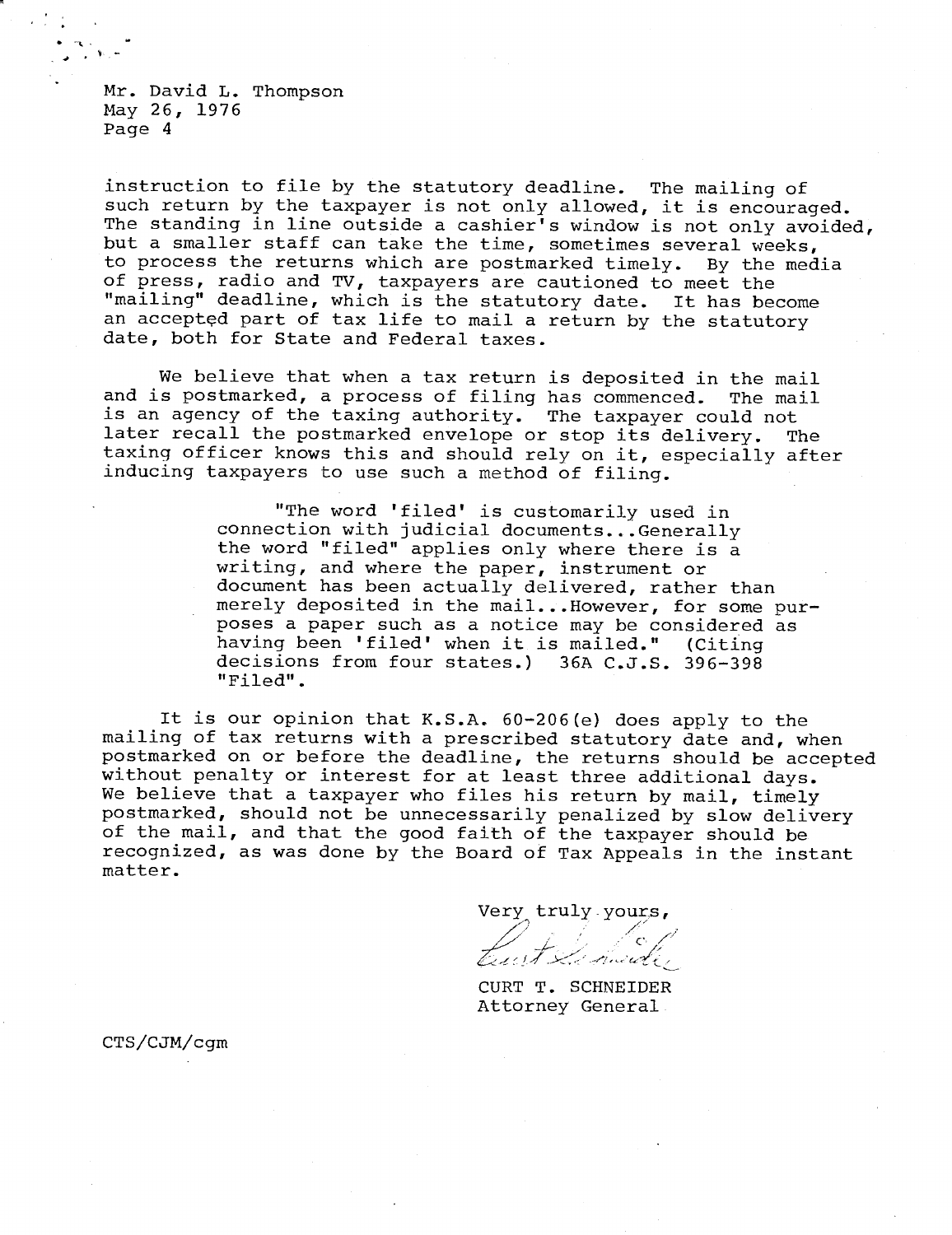Mr. David L. Thompson
May 26, 1976
Page 4

instruction to file by the statutory deadline. The mailing of such return by the taxpayer is not only allowed, it is encouraged. The standing in line outside a cashier's window is not only avoided, but a smaller staff can take the time, sometimes several weeks, to process the returns which are postmarked timely. By the media of press, radio and TV, taxpayers are cautioned to meet the "mailing" deadline, which is the statutory date. It has become an accepted part of tax life to mail a return by the statutory date, both for State and Federal taxes.

We believe that when a tax return is deposited in the mail and is postmarked, a process of filing has commenced. The mail is an agency of the taxing authority. The taxpayer could not later recall the postmarked envelope or stop its delivery. The taxing officer knows this and should rely on it, especially after inducing taxpayers to use such a method of filing.

> "The word 'filed' is customarily used in connection with judicial documents...Generally the word "filed" applies only where there is a writing, and where the paper, instrument or document has been actually delivered, rather than merely deposited in the mail...However, for some purposes a paper such as a notice may be considered as having been 'filed' when it is mailed." (Citing decisions from four states.) 36A C.J.S. 396-398 "Filed".

It is our opinion that K.S.A. 60-206(e) does apply to the mailing of tax returns with a prescribed statutory date and, when postmarked on or before the deadline, the returns should be accepted without penalty or interest for at least three additional days. We believe that a taxpayer who files his return by mail, timely postmarked, should not be unnecessarily penalized by slow delivery of the mail, and that the good faith of the taxpayer should be recognized, as was done by the Board of Tax Appeals in the instant matter.

Very truly yours,

CURT T. SCHNEIDER
Attorney General

CTS/CJM/cgm